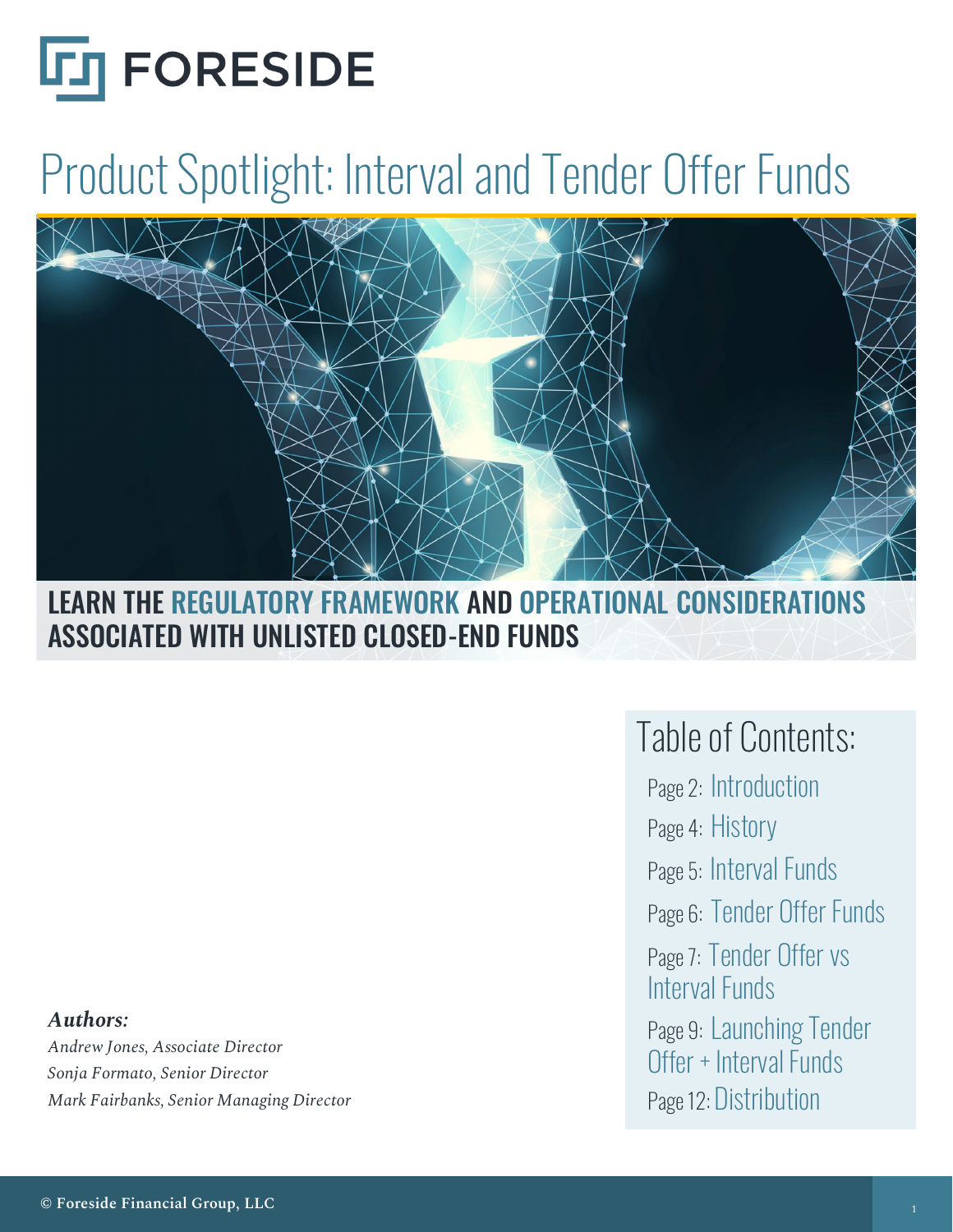FORESIDE

# Product Spotlight: Interval and Tender Offer Funds

## LEARN THE REGULATORY FRAMEWORK AND OPERATIONAL CONSIDERATIONS ASSOCIATED WITH UNLISTED CLOSED-END FUNDS

**Table of Contents:**

- Page 2: Introduction
- Page 4: History
- Page 5: Interval Funds
- Page 6: Tender Offer Funds
- Page 7: Tender Offer vs Interval Funds
- Page 9: Launching Tender Offer + Interval Funds
- Page 12: Distribution

***Authors:***

*Andrew Jones, Associate Director*
*Sonja Formato, Senior Director*
*Mark Fairbanks, Senior Managing Director*

© Foreside Financial Group, LLC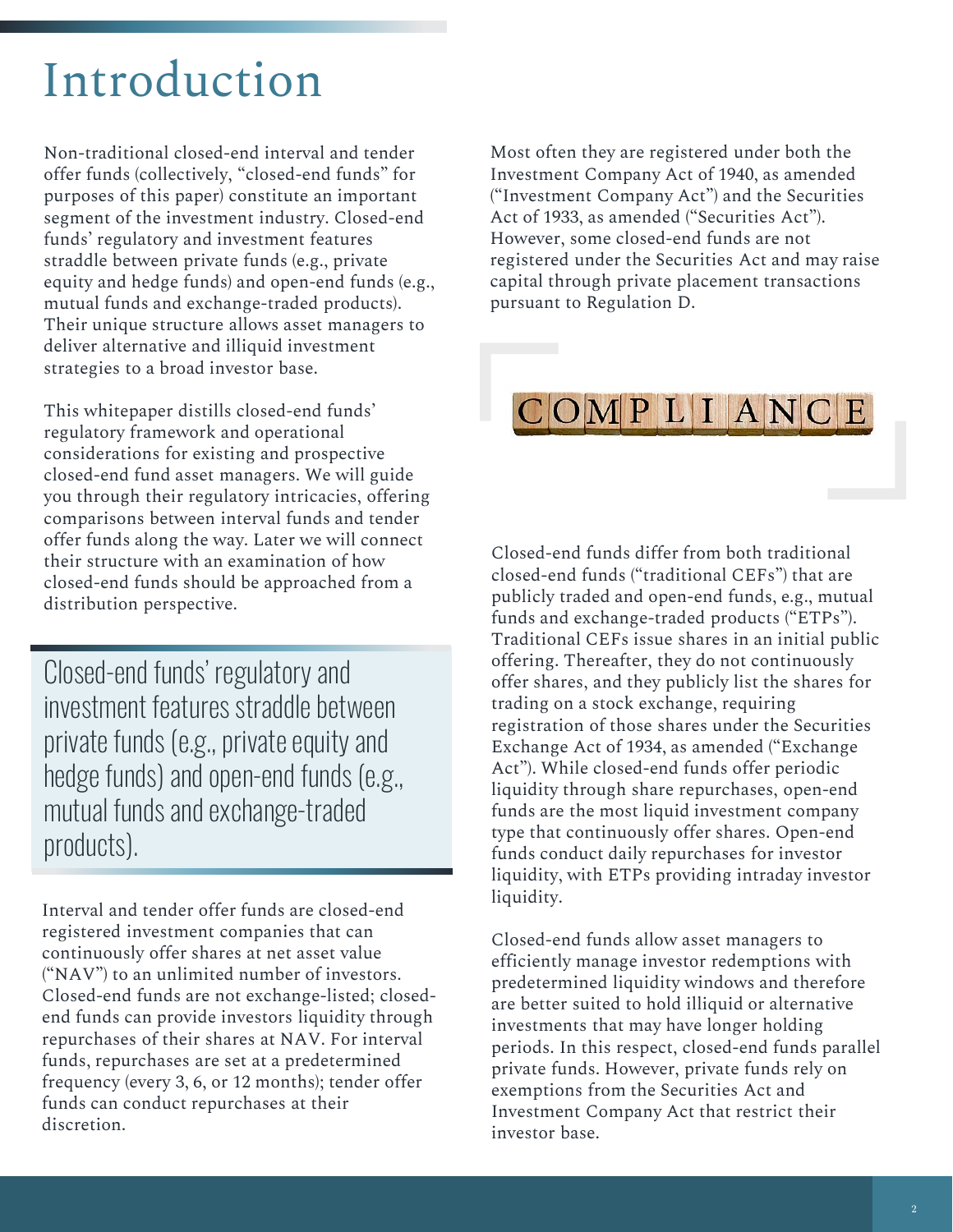# Introduction

Non-traditional closed-end interval and tender offer funds (collectively, "closed-end funds" for purposes of this paper) constitute an important segment of the investment industry. Closed-end funds' regulatory and investment features straddle between private funds (e.g., private equity and hedge funds) and open-end funds (e.g., mutual funds and exchange-traded products). Their unique structure allows asset managers to deliver alternative and illiquid investment strategies to a broad investor base.

This whitepaper distills closed-end funds' regulatory framework and operational considerations for existing and prospective closed-end fund asset managers. We will guide you through their regulatory intricacies, offering comparisons between interval funds and tender offer funds along the way. Later we will connect their structure with an examination of how closed-end funds should be approached from a distribution perspective.

> Closed-end funds' regulatory and investment features straddle between private funds (e.g., private equity and hedge funds) and open-end funds (e.g., mutual funds and exchange-traded products).

Interval and tender offer funds are closed-end registered investment companies that can continuously offer shares at net asset value ("NAV") to an unlimited number of investors. Closed-end funds are not exchange-listed; closed-end funds can provide investors liquidity through repurchases of their shares at NAV. For interval funds, repurchases are set at a predetermined frequency (every 3, 6, or 12 months); tender offer funds can conduct repurchases at their discretion.

Most often they are registered under both the Investment Company Act of 1940, as amended ("Investment Company Act") and the Securities Act of 1933, as amended ("Securities Act"). However, some closed-end funds are not registered under the Securities Act and may raise capital through private placement transactions pursuant to Regulation D.

Closed-end funds differ from both traditional closed-end funds ("traditional CEFs") that are publicly traded and open-end funds, e.g., mutual funds and exchange-traded products ("ETPs"). Traditional CEFs issue shares in an initial public offering. Thereafter, they do not continuously offer shares, and they publicly list the shares for trading on a stock exchange, requiring registration of those shares under the Securities Exchange Act of 1934, as amended ("Exchange Act"). While closed-end funds offer periodic liquidity through share repurchases, open-end funds are the most liquid investment company type that continuously offer shares. Open-end funds conduct daily repurchases for investor liquidity, with ETPs providing intraday investor liquidity.

Closed-end funds allow asset managers to efficiently manage investor redemptions with predetermined liquidity windows and therefore are better suited to hold illiquid or alternative investments that may have longer holding periods. In this respect, closed-end funds parallel private funds. However, private funds rely on exemptions from the Securities Act and Investment Company Act that restrict their investor base.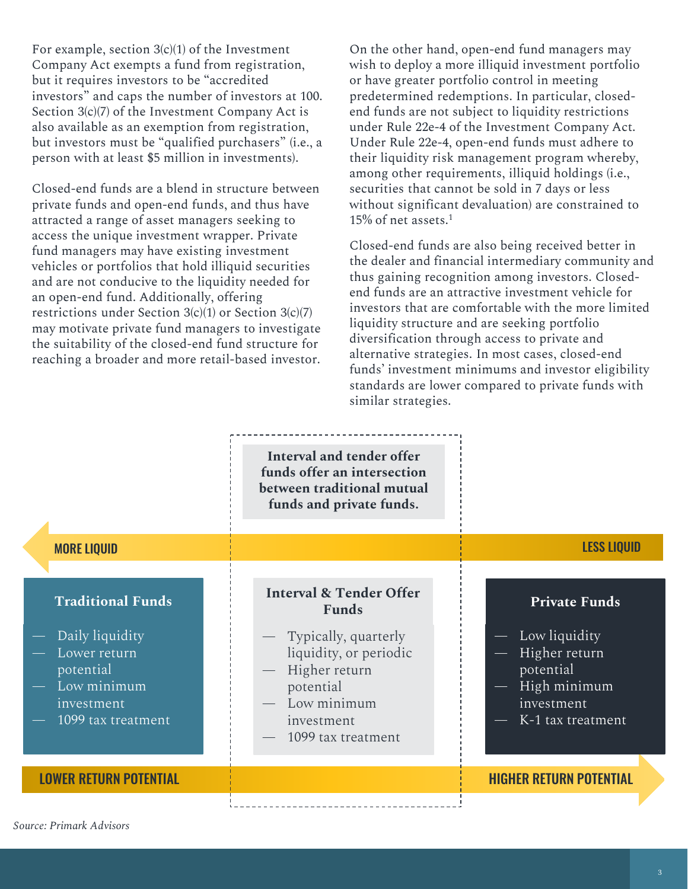For example, section 3(c)(1) of the Investment Company Act exempts a fund from registration, but it requires investors to be "accredited investors" and caps the number of investors at 100. Section 3(c)(7) of the Investment Company Act is also available as an exemption from registration, but investors must be "qualified purchasers" (i.e., a person with at least $5 million in investments).

Closed-end funds are a blend in structure between private funds and open-end funds, and thus have attracted a range of asset managers seeking to access the unique investment wrapper. Private fund managers may have existing investment vehicles or portfolios that hold illiquid securities and are not conducive to the liquidity needed for an open-end fund. Additionally, offering restrictions under Section 3(c)(1) or Section 3(c)(7) may motivate private fund managers to investigate the suitability of the closed-end fund structure for reaching a broader and more retail-based investor.

On the other hand, open-end fund managers may wish to deploy a more illiquid investment portfolio or have greater portfolio control in meeting predetermined redemptions. In particular, closed-end funds are not subject to liquidity restrictions under Rule 22e-4 of the Investment Company Act. Under Rule 22e-4, open-end funds must adhere to their liquidity risk management program whereby, among other requirements, illiquid holdings (i.e., securities that cannot be sold in 7 days or less without significant devaluation) are constrained to 15% of net assets.[1]

Closed-end funds are also being received better in the dealer and financial intermediary community and thus gaining recognition among investors. Closed-end funds are an attractive investment vehicle for investors that are comfortable with the more limited liquidity structure and are seeking portfolio diversification through access to private and alternative strategies. In most cases, closed-end funds' investment minimums and investor eligibility standards are lower compared to private funds with similar strategies.

**Interval and tender offer funds offer an intersection between traditional mutual funds and private funds.**

MORE LIQUID ← → LESS LIQUID

| Traditional Funds | Interval & Tender Offer Funds | Private Funds |
|---|---|---|
| — Daily liquidity<br>— Lower return potential<br>— Low minimum investment<br>— 1099 tax treatment | — Typically, quarterly liquidity, or periodic<br>— Higher return potential<br>— Low minimum investment<br>— 1099 tax treatment | — Low liquidity<br>— Higher return potential<br>— High minimum investment<br>— K-1 tax treatment |

LOWER RETURN POTENTIAL → HIGHER RETURN POTENTIAL

*Source: Primark Advisors*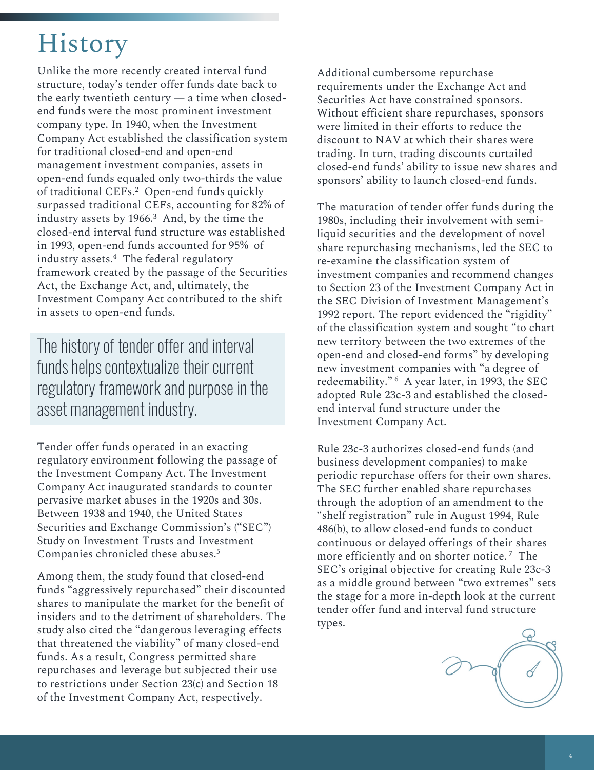# History

Unlike the more recently created interval fund structure, today's tender offer funds date back to the early twentieth century — a time when closed-end funds were the most prominent investment company type. In 1940, when the Investment Company Act established the classification system for traditional closed-end and open-end management investment companies, assets in open-end funds equaled only two-thirds the value of traditional CEFs.[2] Open-end funds quickly surpassed traditional CEFs, accounting for 82% of industry assets by 1966.[3] And, by the time the closed-end interval fund structure was established in 1993, open-end funds accounted for 95% of industry assets.[4] The federal regulatory framework created by the passage of the Securities Act, the Exchange Act, and, ultimately, the Investment Company Act contributed to the shift in assets to open-end funds.

> The history of tender offer and interval funds helps contextualize their current regulatory framework and purpose in the asset management industry.

Tender offer funds operated in an exacting regulatory environment following the passage of the Investment Company Act. The Investment Company Act inaugurated standards to counter pervasive market abuses in the 1920s and 30s. Between 1938 and 1940, the United States Securities and Exchange Commission's ("SEC") Study on Investment Trusts and Investment Companies chronicled these abuses.[5]

Among them, the study found that closed-end funds "aggressively repurchased" their discounted shares to manipulate the market for the benefit of insiders and to the detriment of shareholders. The study also cited the "dangerous leveraging effects that threatened the viability" of many closed-end funds. As a result, Congress permitted share repurchases and leverage but subjected their use to restrictions under Section 23(c) and Section 18 of the Investment Company Act, respectively.

Additional cumbersome repurchase requirements under the Exchange Act and Securities Act have constrained sponsors. Without efficient share repurchases, sponsors were limited in their efforts to reduce the discount to NAV at which their shares were trading. In turn, trading discounts curtailed closed-end funds' ability to issue new shares and sponsors' ability to launch closed-end funds.

The maturation of tender offer funds during the 1980s, including their involvement with semi-liquid securities and the development of novel share repurchasing mechanisms, led the SEC to re-examine the classification system of investment companies and recommend changes to Section 23 of the Investment Company Act in the SEC Division of Investment Management's 1992 report. The report evidenced the "rigidity" of the classification system and sought "to chart new territory between the two extremes of the open-end and closed-end forms" by developing new investment companies with "a degree of redeemability."[6] A year later, in 1993, the SEC adopted Rule 23c-3 and established the closed-end interval fund structure under the Investment Company Act.

Rule 23c-3 authorizes closed-end funds (and business development companies) to make periodic repurchase offers for their own shares. The SEC further enabled share repurchases through the adoption of an amendment to the "shelf registration" rule in August 1994, Rule 486(b), to allow closed-end funds to conduct continuous or delayed offerings of their shares more efficiently and on shorter notice.[7] The SEC's original objective for creating Rule 23c-3 as a middle ground between "two extremes" sets the stage for a more in-depth look at the current tender offer fund and interval fund structure types.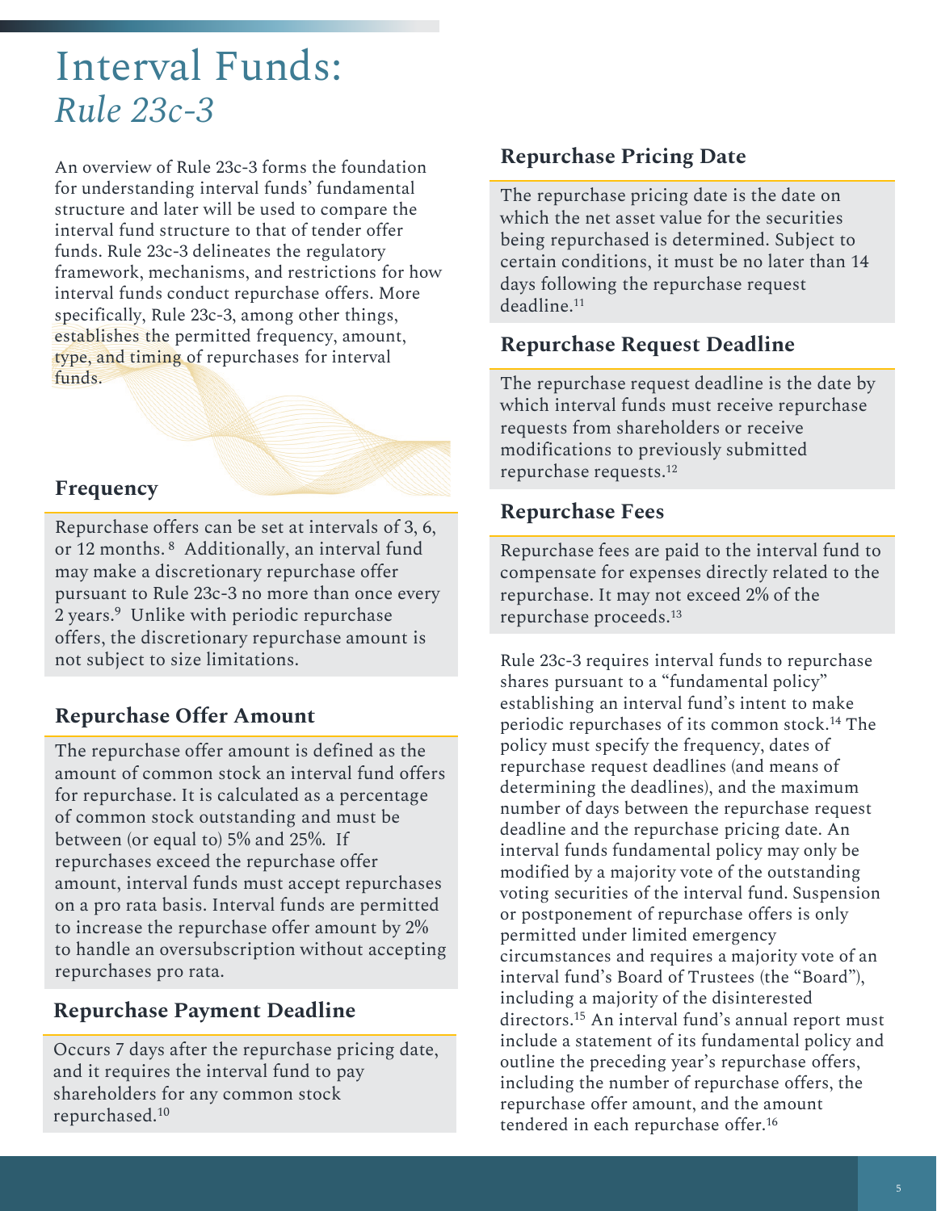# Interval Funds: *Rule 23c-3*

An overview of Rule 23c-3 forms the foundation for understanding interval funds' fundamental structure and later will be used to compare the interval fund structure to that of tender offer funds. Rule 23c-3 delineates the regulatory framework, mechanisms, and restrictions for how interval funds conduct repurchase offers. More specifically, Rule 23c-3, among other things, establishes the permitted frequency, amount, type, and timing of repurchases for interval funds.

### Frequency

Repurchase offers can be set at intervals of 3, 6, or 12 months. [8] Additionally, an interval fund may make a discretionary repurchase offer pursuant to Rule 23c-3 no more than once every 2 years.[9] Unlike with periodic repurchase offers, the discretionary repurchase amount is not subject to size limitations.

### Repurchase Offer Amount

The repurchase offer amount is defined as the amount of common stock an interval fund offers for repurchase. It is calculated as a percentage of common stock outstanding and must be between (or equal to) 5% and 25%. If repurchases exceed the repurchase offer amount, interval funds must accept repurchases on a pro rata basis. Interval funds are permitted to increase the repurchase offer amount by 2% to handle an oversubscription without accepting repurchases pro rata.

### Repurchase Payment Deadline

Occurs 7 days after the repurchase pricing date, and it requires the interval fund to pay shareholders for any common stock repurchased.[10]

### Repurchase Pricing Date

The repurchase pricing date is the date on which the net asset value for the securities being repurchased is determined. Subject to certain conditions, it must be no later than 14 days following the repurchase request deadline.[11]

### Repurchase Request Deadline

The repurchase request deadline is the date by which interval funds must receive repurchase requests from shareholders or receive modifications to previously submitted repurchase requests.[12]

### Repurchase Fees

Repurchase fees are paid to the interval fund to compensate for expenses directly related to the repurchase. It may not exceed 2% of the repurchase proceeds.[13]

Rule 23c-3 requires interval funds to repurchase shares pursuant to a "fundamental policy" establishing an interval fund's intent to make periodic repurchases of its common stock.[14] The policy must specify the frequency, dates of repurchase request deadlines (and means of determining the deadlines), and the maximum number of days between the repurchase request deadline and the repurchase pricing date. An interval funds fundamental policy may only be modified by a majority vote of the outstanding voting securities of the interval fund. Suspension or postponement of repurchase offers is only permitted under limited emergency circumstances and requires a majority vote of an interval fund's Board of Trustees (the "Board"), including a majority of the disinterested directors.[15] An interval fund's annual report must include a statement of its fundamental policy and outline the preceding year's repurchase offers, including the number of repurchase offers, the repurchase offer amount, and the amount tendered in each repurchase offer.[16]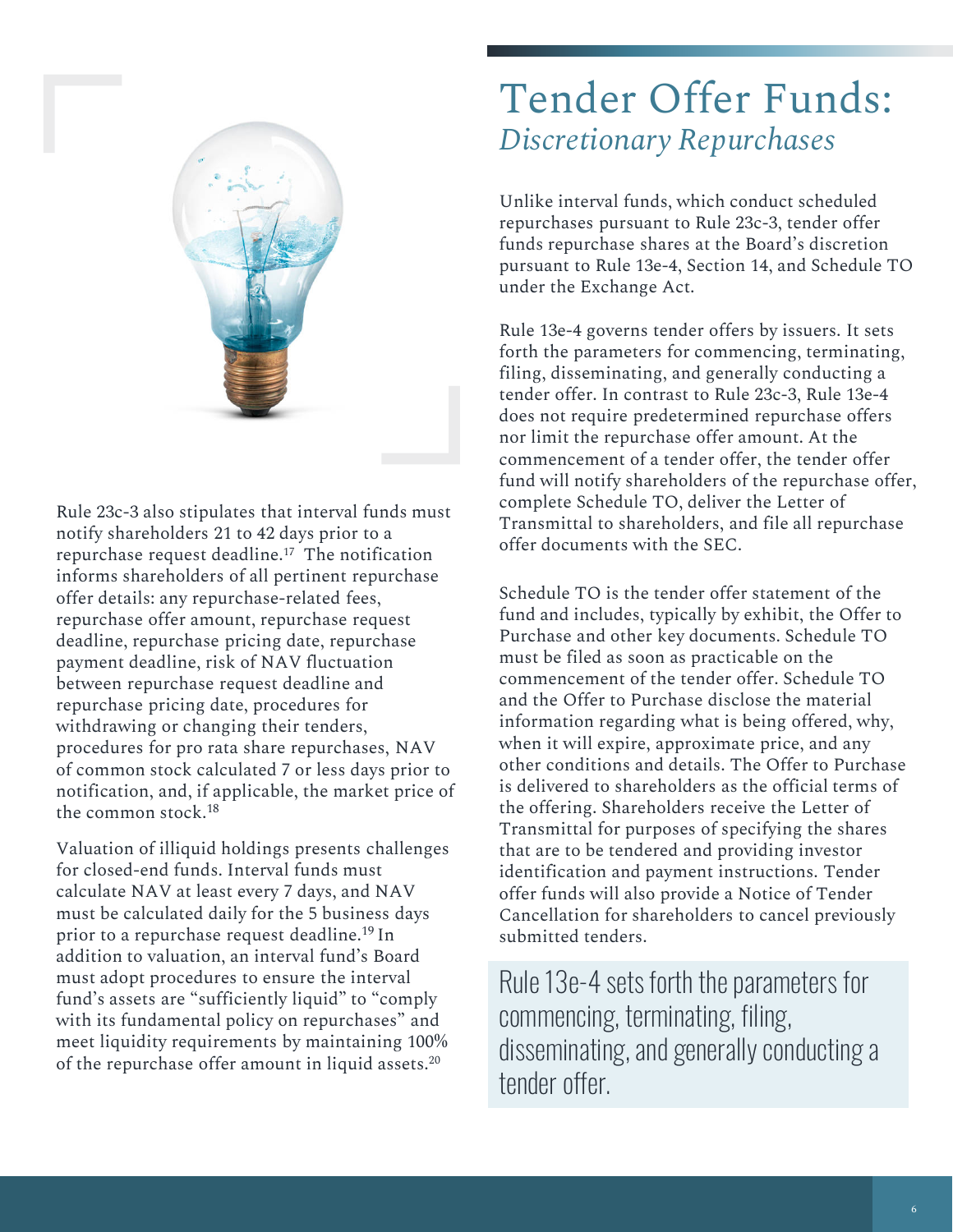Rule 23c-3 also stipulates that interval funds must notify shareholders 21 to 42 days prior to a repurchase request deadline.[17] The notification informs shareholders of all pertinent repurchase offer details: any repurchase-related fees, repurchase offer amount, repurchase request deadline, repurchase pricing date, repurchase payment deadline, risk of NAV fluctuation between repurchase request deadline and repurchase pricing date, procedures for withdrawing or changing their tenders, procedures for pro rata share repurchases, NAV of common stock calculated 7 or less days prior to notification, and, if applicable, the market price of the common stock.[18]

Valuation of illiquid holdings presents challenges for closed-end funds. Interval funds must calculate NAV at least every 7 days, and NAV must be calculated daily for the 5 business days prior to a repurchase request deadline.[19] In addition to valuation, an interval fund's Board must adopt procedures to ensure the interval fund's assets are "sufficiently liquid" to "comply with its fundamental policy on repurchases" and meet liquidity requirements by maintaining 100% of the repurchase offer amount in liquid assets.[20]

# Tender Offer Funds:
## *Discretionary Repurchases*

Unlike interval funds, which conduct scheduled repurchases pursuant to Rule 23c-3, tender offer funds repurchase shares at the Board's discretion pursuant to Rule 13e-4, Section 14, and Schedule TO under the Exchange Act.

Rule 13e-4 governs tender offers by issuers. It sets forth the parameters for commencing, terminating, filing, disseminating, and generally conducting a tender offer. In contrast to Rule 23c-3, Rule 13e-4 does not require predetermined repurchase offers nor limit the repurchase offer amount. At the commencement of a tender offer, the tender offer fund will notify shareholders of the repurchase offer, complete Schedule TO, deliver the Letter of Transmittal to shareholders, and file all repurchase offer documents with the SEC.

Schedule TO is the tender offer statement of the fund and includes, typically by exhibit, the Offer to Purchase and other key documents. Schedule TO must be filed as soon as practicable on the commencement of the tender offer. Schedule TO and the Offer to Purchase disclose the material information regarding what is being offered, why, when it will expire, approximate price, and any other conditions and details. The Offer to Purchase is delivered to shareholders as the official terms of the offering. Shareholders receive the Letter of Transmittal for purposes of specifying the shares that are to be tendered and providing investor identification and payment instructions. Tender offer funds will also provide a Notice of Tender Cancellation for shareholders to cancel previously submitted tenders.

> Rule 13e-4 sets forth the parameters for commencing, terminating, filing, disseminating, and generally conducting a tender offer.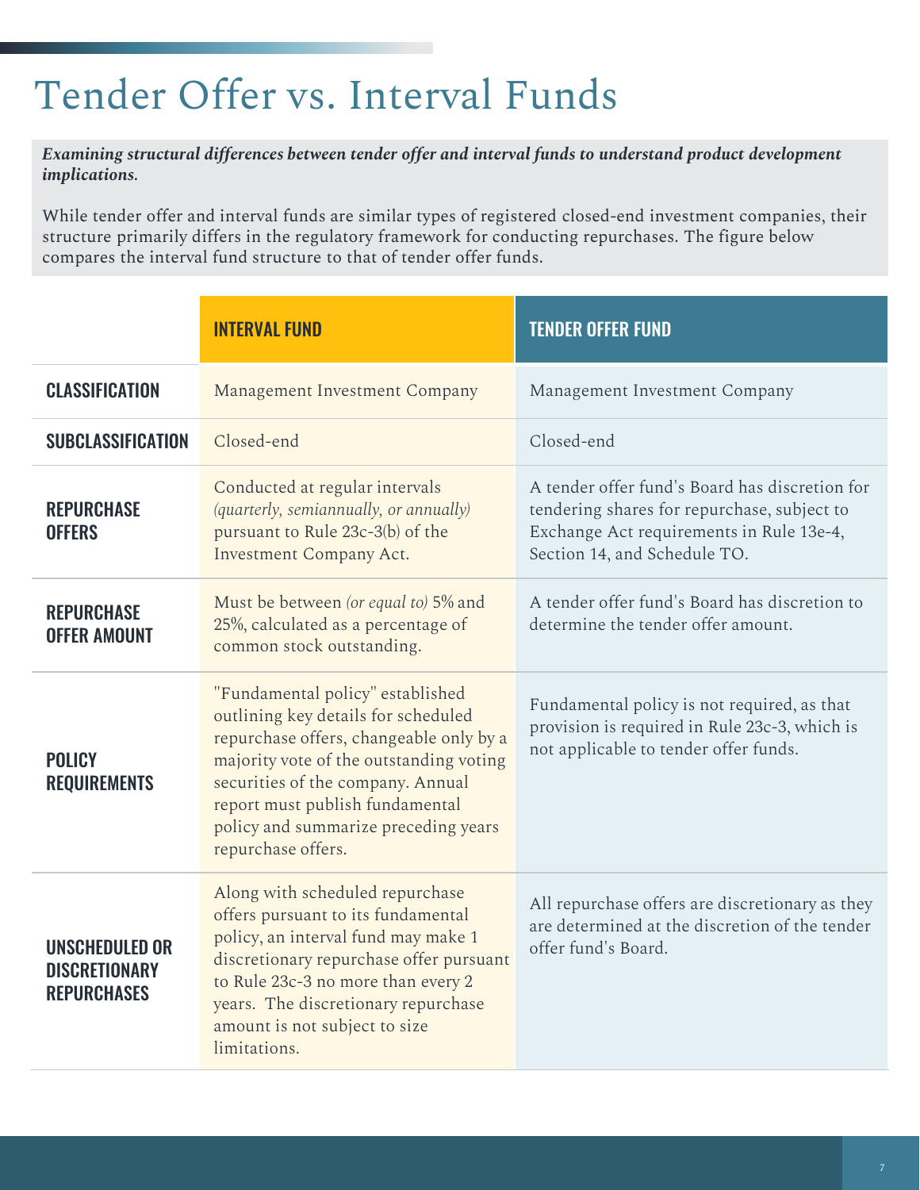# Tender Offer vs. Interval Funds

***Examining structural differences between tender offer and interval funds to understand product development implications.***

While tender offer and interval funds are similar types of registered closed-end investment companies, their structure primarily differs in the regulatory framework for conducting repurchases. The figure below compares the interval fund structure to that of tender offer funds.

| | INTERVAL FUND | TENDER OFFER FUND |
|---|---|---|
| **CLASSIFICATION** | Management Investment Company | Management Investment Company |
| **SUBCLASSIFICATION** | Closed-end | Closed-end |
| **REPURCHASE OFFERS** | Conducted at regular intervals *(quarterly, semiannually, or annually)* pursuant to Rule 23c-3(b) of the Investment Company Act. | A tender offer fund's Board has discretion for tendering shares for repurchase, subject to Exchange Act requirements in Rule 13e-4, Section 14, and Schedule TO. |
| **REPURCHASE OFFER AMOUNT** | Must be between *(or equal to)* 5% and 25%, calculated as a percentage of common stock outstanding. | A tender offer fund's Board has discretion to determine the tender offer amount. |
| **POLICY REQUIREMENTS** | "Fundamental policy" established outlining key details for scheduled repurchase offers, changeable only by a majority vote of the outstanding voting securities of the company. Annual report must publish fundamental policy and summarize preceding years repurchase offers. | Fundamental policy is not required, as that provision is required in Rule 23c-3, which is not applicable to tender offer funds. |
| **UNSCHEDULED OR DISCRETIONARY REPURCHASES** | Along with scheduled repurchase offers pursuant to its fundamental policy, an interval fund may make 1 discretionary repurchase offer pursuant to Rule 23c-3 no more than every 2 years. The discretionary repurchase amount is not subject to size limitations. | All repurchase offers are discretionary as they are determined at the discretion of the tender offer fund's Board. |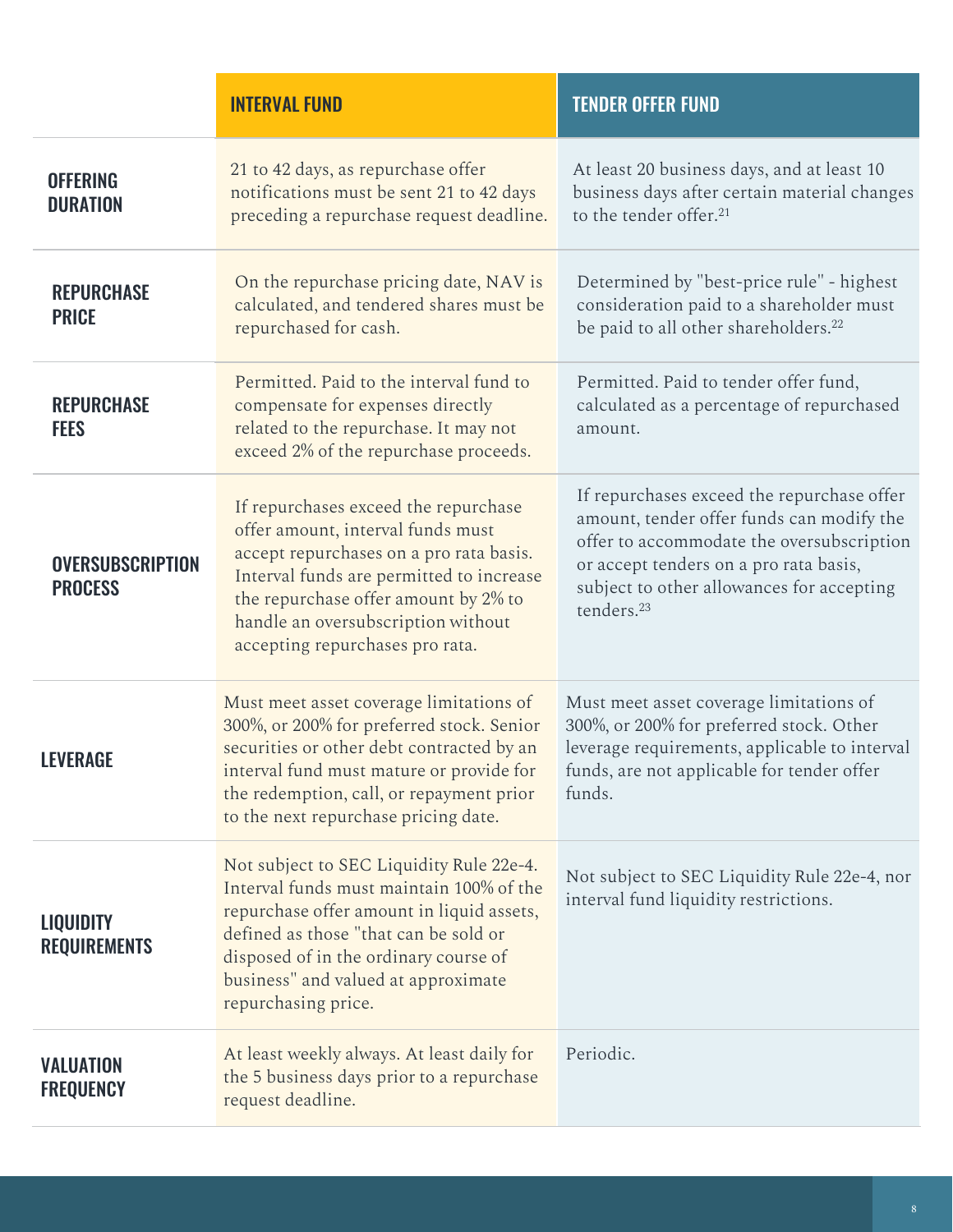| | INTERVAL FUND | TENDER OFFER FUND |
|---|---|---|
| **OFFERING DURATION** | 21 to 42 days, as repurchase offer notifications must be sent 21 to 42 days preceding a repurchase request deadline. | At least 20 business days, and at least 10 business days after certain material changes to the tender offer.[21] |
| **REPURCHASE PRICE** | On the repurchase pricing date, NAV is calculated, and tendered shares must be repurchased for cash. | Determined by "best-price rule" - highest consideration paid to a shareholder must be paid to all other shareholders.[22] |
| **REPURCHASE FEES** | Permitted. Paid to the interval fund to compensate for expenses directly related to the repurchase. It may not exceed 2% of the repurchase proceeds. | Permitted. Paid to tender offer fund, calculated as a percentage of repurchased amount. |
| **OVERSUBSCRIPTION PROCESS** | If repurchases exceed the repurchase offer amount, interval funds must accept repurchases on a pro rata basis. Interval funds are permitted to increase the repurchase offer amount by 2% to handle an oversubscription without accepting repurchases pro rata. | If repurchases exceed the repurchase offer amount, tender offer funds can modify the offer to accommodate the oversubscription or accept tenders on a pro rata basis, subject to other allowances for accepting tenders.[23] |
| **LEVERAGE** | Must meet asset coverage limitations of 300%, or 200% for preferred stock. Senior securities or other debt contracted by an interval fund must mature or provide for the redemption, call, or repayment prior to the next repurchase pricing date. | Must meet asset coverage limitations of 300%, or 200% for preferred stock. Other leverage requirements, applicable to interval funds, are not applicable for tender offer funds. |
| **LIQUIDITY REQUIREMENTS** | Not subject to SEC Liquidity Rule 22e-4. Interval funds must maintain 100% of the repurchase offer amount in liquid assets, defined as those "that can be sold or disposed of in the ordinary course of business" and valued at approximate repurchasing price. | Not subject to SEC Liquidity Rule 22e-4, nor interval fund liquidity restrictions. |
| **VALUATION FREQUENCY** | At least weekly always. At least daily for the 5 business days prior to a repurchase request deadline. | Periodic. |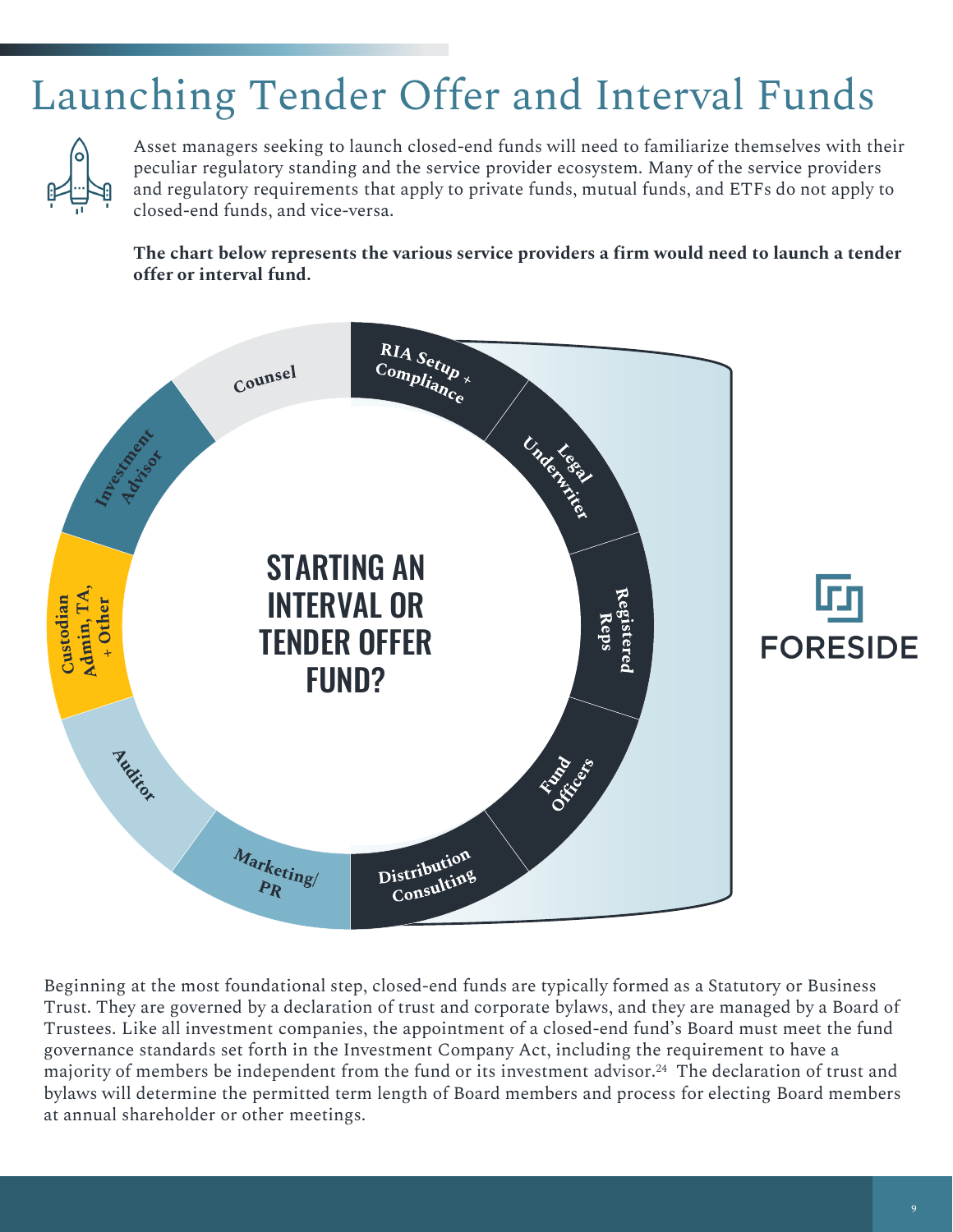# Launching Tender Offer and Interval Funds

Asset managers seeking to launch closed-end funds will need to familiarize themselves with their peculiar regulatory standing and the service provider ecosystem. Many of the service providers and regulatory requirements that apply to private funds, mutual funds, and ETFs do not apply to closed-end funds, and vice-versa.

**The chart below represents the various service providers a firm would need to launch a tender offer or interval fund.**

STARTING AN INTERVAL OR TENDER OFFER FUND?

- RIA Setup + Compliance
- Legal Underwriter
- Registered Reps
- Fund Officers
- Distribution Consulting
- Marketing/PR
- Auditor
- Custodian Admin, TA, + Other
- Investment Advisor
- Counsel

FORESIDE

Beginning at the most foundational step, closed-end funds are typically formed as a Statutory or Business Trust. They are governed by a declaration of trust and corporate bylaws, and they are managed by a Board of Trustees. Like all investment companies, the appointment of a closed-end fund's Board must meet the fund governance standards set forth in the Investment Company Act, including the requirement to have a majority of members be independent from the fund or its investment advisor.[24] The declaration of trust and bylaws will determine the permitted term length of Board members and process for electing Board members at annual shareholder or other meetings.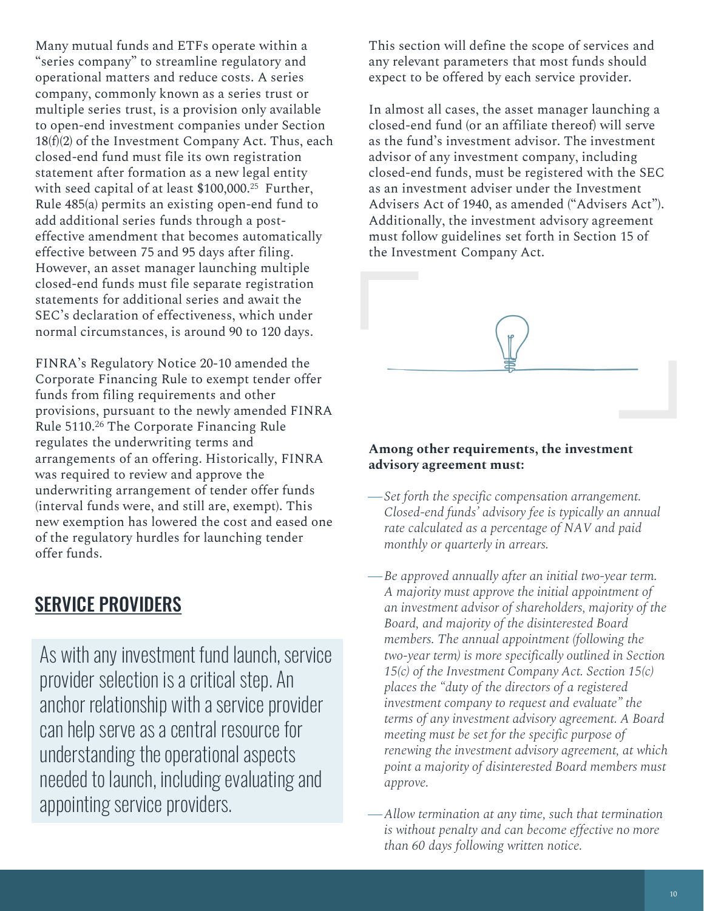Many mutual funds and ETFs operate within a "series company" to streamline regulatory and operational matters and reduce costs. A series company, commonly known as a series trust or multiple series trust, is a provision only available to open-end investment companies under Section 18(f)(2) of the Investment Company Act. Thus, each closed-end fund must file its own registration statement after formation as a new legal entity with seed capital of at least $100,000.[25] Further, Rule 485(a) permits an existing open-end fund to add additional series funds through a post-effective amendment that becomes automatically effective between 75 and 95 days after filing. However, an asset manager launching multiple closed-end funds must file separate registration statements for additional series and await the SEC's declaration of effectiveness, which under normal circumstances, is around 90 to 120 days.

FINRA's Regulatory Notice 20-10 amended the Corporate Financing Rule to exempt tender offer funds from filing requirements and other provisions, pursuant to the newly amended FINRA Rule 5110.[26] The Corporate Financing Rule regulates the underwriting terms and arrangements of an offering. Historically, FINRA was required to review and approve the underwriting arrangement of tender offer funds (interval funds were, and still are, exempt). This new exemption has lowered the cost and eased one of the regulatory hurdles for launching tender offer funds.

## SERVICE PROVIDERS

As with any investment fund launch, service provider selection is a critical step. An anchor relationship with a service provider can help serve as a central resource for understanding the operational aspects needed to launch, including evaluating and appointing service providers.

This section will define the scope of services and any relevant parameters that most funds should expect to be offered by each service provider.

In almost all cases, the asset manager launching a closed-end fund (or an affiliate thereof) will serve as the fund's investment advisor. The investment advisor of any investment company, including closed-end funds, must be registered with the SEC as an investment adviser under the Investment Advisers Act of 1940, as amended ("Advisers Act"). Additionally, the investment advisory agreement must follow guidelines set forth in Section 15 of the Investment Company Act.

**Among other requirements, the investment advisory agreement must:**

- *Set forth the specific compensation arrangement. Closed-end funds' advisory fee is typically an annual rate calculated as a percentage of NAV and paid monthly or quarterly in arrears.*
- *Be approved annually after an initial two-year term. A majority must approve the initial appointment of an investment advisor of shareholders, majority of the Board, and majority of the disinterested Board members. The annual appointment (following the two-year term) is more specifically outlined in Section 15(c) of the Investment Company Act. Section 15(c) places the "duty of the directors of a registered investment company to request and evaluate" the terms of any investment advisory agreement. A Board meeting must be set for the specific purpose of renewing the investment advisory agreement, at which point a majority of disinterested Board members must approve.*
- *Allow termination at any time, such that termination is without penalty and can become effective no more than 60 days following written notice.*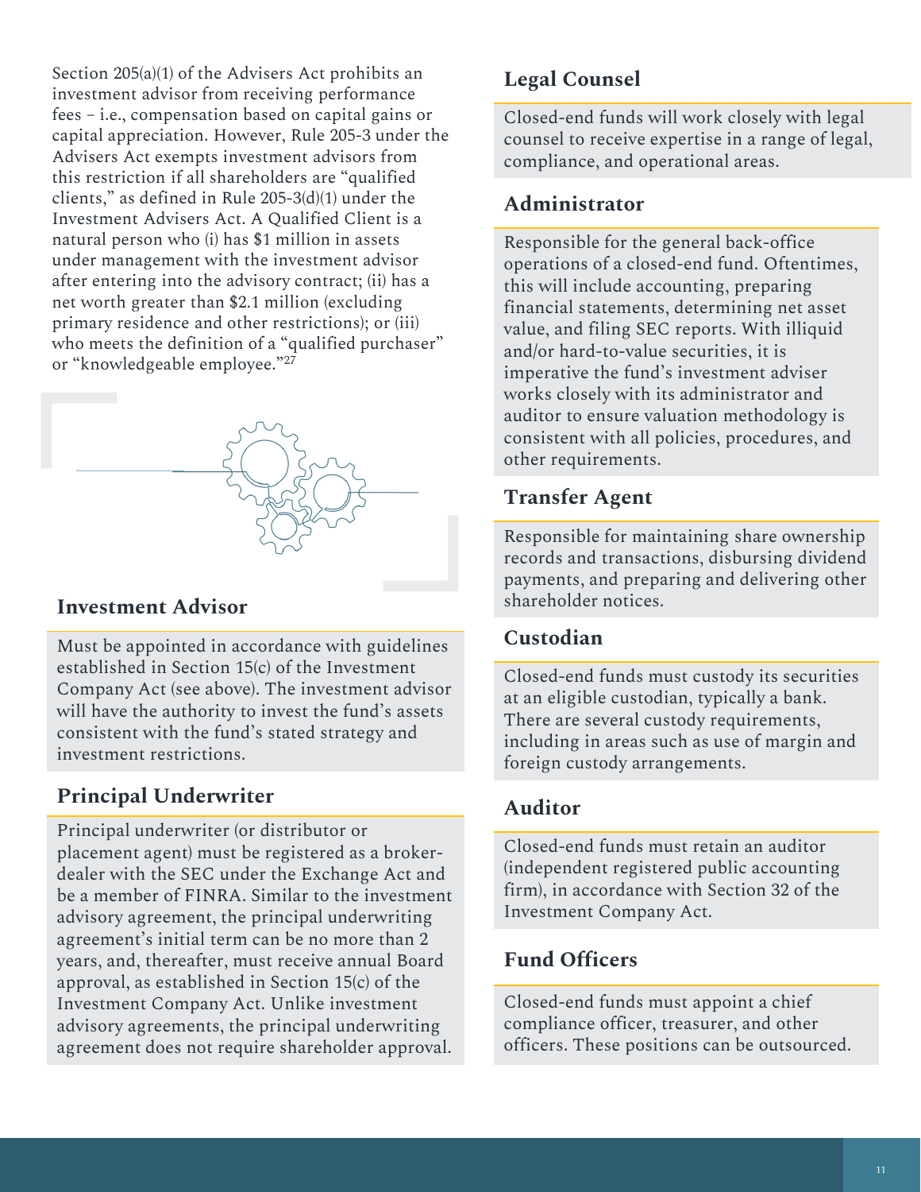Section 205(a)(1) of the Advisers Act prohibits an investment advisor from receiving performance fees – i.e., compensation based on capital gains or capital appreciation. However, Rule 205-3 under the Advisers Act exempts investment advisors from this restriction if all shareholders are "qualified clients," as defined in Rule 205-3(d)(1) under the Investment Advisers Act. A Qualified Client is a natural person who (i) has $1 million in assets under management with the investment advisor after entering into the advisory contract; (ii) has a net worth greater than $2.1 million (excluding primary residence and other restrictions); or (iii) who meets the definition of a "qualified purchaser" or "knowledgeable employee."[27]

### Investment Advisor

Must be appointed in accordance with guidelines established in Section 15(c) of the Investment Company Act (see above). The investment advisor will have the authority to invest the fund's assets consistent with the fund's stated strategy and investment restrictions.

### Principal Underwriter

Principal underwriter (or distributor or placement agent) must be registered as a broker-dealer with the SEC under the Exchange Act and be a member of FINRA. Similar to the investment advisory agreement, the principal underwriting agreement's initial term can be no more than 2 years, and, thereafter, must receive annual Board approval, as established in Section 15(c) of the Investment Company Act. Unlike investment advisory agreements, the principal underwriting agreement does not require shareholder approval.

### Legal Counsel

Closed-end funds will work closely with legal counsel to receive expertise in a range of legal, compliance, and operational areas.

### Administrator

Responsible for the general back-office operations of a closed-end fund. Oftentimes, this will include accounting, preparing financial statements, determining net asset value, and filing SEC reports. With illiquid and/or hard-to-value securities, it is imperative the fund's investment adviser works closely with its administrator and auditor to ensure valuation methodology is consistent with all policies, procedures, and other requirements.

### Transfer Agent

Responsible for maintaining share ownership records and transactions, disbursing dividend payments, and preparing and delivering other shareholder notices.

### Custodian

Closed-end funds must custody its securities at an eligible custodian, typically a bank. There are several custody requirements, including in areas such as use of margin and foreign custody arrangements.

### Auditor

Closed-end funds must retain an auditor (independent registered public accounting firm), in accordance with Section 32 of the Investment Company Act.

### Fund Officers

Closed-end funds must appoint a chief compliance officer, treasurer, and other officers. These positions can be outsourced.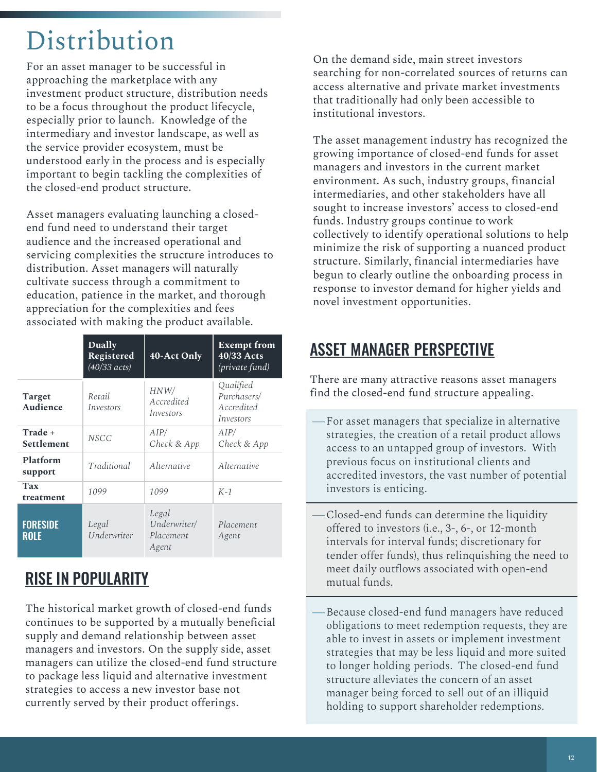# Distribution

For an asset manager to be successful in approaching the marketplace with any investment product structure, distribution needs to be a focus throughout the product lifecycle, especially prior to launch. Knowledge of the intermediary and investor landscape, as well as the service provider ecosystem, must be understood early in the process and is especially important to begin tackling the complexities of the closed-end product structure.

Asset managers evaluating launching a closed-end fund need to understand their target audience and the increased operational and servicing complexities the structure introduces to distribution. Asset managers will naturally cultivate success through a commitment to education, patience in the market, and thorough appreciation for the complexities and fees associated with making the product available.

| | **Dually Registered** *(40/33 acts)* | **40-Act Only** | **Exempt from 40/33 Acts** *(private fund)* |
|---|---|---|---|
| **Target Audience** | *Retail Investors* | *HNW/ Accredited Investors* | *Qualified Purchasers/ Accredited Investors* |
| **Trade + Settlement** | *NSCC* | *AIP/ Check & App* | *AIP/ Check & App* |
| **Platform support** | *Traditional* | *Alternative* | *Alternative* |
| **Tax treatment** | *1099* | *1099* | *K-1* |
| **FORESIDE ROLE** | *Legal Underwriter* | *Legal Underwriter/ Placement Agent* | *Placement Agent* |

## RISE IN POPULARITY

The historical market growth of closed-end funds continues to be supported by a mutually beneficial supply and demand relationship between asset managers and investors. On the supply side, asset managers can utilize the closed-end fund structure to package less liquid and alternative investment strategies to access a new investor base not currently served by their product offerings.

On the demand side, main street investors searching for non-correlated sources of returns can access alternative and private market investments that traditionally had only been accessible to institutional investors.

The asset management industry has recognized the growing importance of closed-end funds for asset managers and investors in the current market environment. As such, industry groups, financial intermediaries, and other stakeholders have all sought to increase investors' access to closed-end funds. Industry groups continue to work collectively to identify operational solutions to help minimize the risk of supporting a nuanced product structure. Similarly, financial intermediaries have begun to clearly outline the onboarding process in response to investor demand for higher yields and novel investment opportunities.

## ASSET MANAGER PERSPECTIVE

There are many attractive reasons asset managers find the closed-end fund structure appealing.

— For asset managers that specialize in alternative strategies, the creation of a retail product allows access to an untapped group of investors. With previous focus on institutional clients and accredited investors, the vast number of potential investors is enticing.

— Closed-end funds can determine the liquidity offered to investors (i.e., 3-, 6-, or 12-month intervals for interval funds; discretionary for tender offer funds), thus relinquishing the need to meet daily outflows associated with open-end mutual funds.

— Because closed-end fund managers have reduced obligations to meet redemption requests, they are able to invest in assets or implement investment strategies that may be less liquid and more suited to longer holding periods. The closed-end fund structure alleviates the concern of an asset manager being forced to sell out of an illiquid holding to support shareholder redemptions.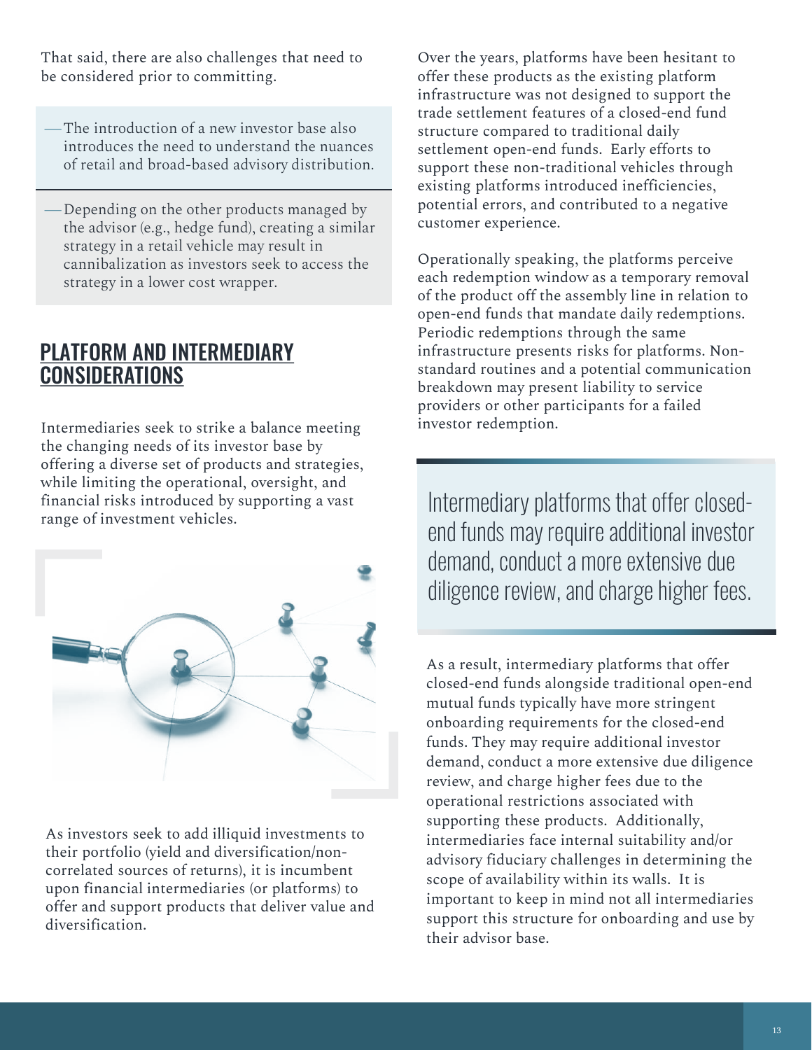That said, there are also challenges that need to be considered prior to committing.

- The introduction of a new investor base also introduces the need to understand the nuances of retail and broad-based advisory distribution.
- Depending on the other products managed by the advisor (e.g., hedge fund), creating a similar strategy in a retail vehicle may result in cannibalization as investors seek to access the strategy in a lower cost wrapper.

## PLATFORM AND INTERMEDIARY CONSIDERATIONS

Intermediaries seek to strike a balance meeting the changing needs of its investor base by offering a diverse set of products and strategies, while limiting the operational, oversight, and financial risks introduced by supporting a vast range of investment vehicles.

As investors seek to add illiquid investments to their portfolio (yield and diversification/non-correlated sources of returns), it is incumbent upon financial intermediaries (or platforms) to offer and support products that deliver value and diversification.

Over the years, platforms have been hesitant to offer these products as the existing platform infrastructure was not designed to support the trade settlement features of a closed-end fund structure compared to traditional daily settlement open-end funds. Early efforts to support these non-traditional vehicles through existing platforms introduced inefficiencies, potential errors, and contributed to a negative customer experience.

Operationally speaking, the platforms perceive each redemption window as a temporary removal of the product off the assembly line in relation to open-end funds that mandate daily redemptions. Periodic redemptions through the same infrastructure presents risks for platforms. Non-standard routines and a potential communication breakdown may present liability to service providers or other participants for a failed investor redemption.

> Intermediary platforms that offer closed-end funds may require additional investor demand, conduct a more extensive due diligence review, and charge higher fees.

As a result, intermediary platforms that offer closed-end funds alongside traditional open-end mutual funds typically have more stringent onboarding requirements for the closed-end funds. They may require additional investor demand, conduct a more extensive due diligence review, and charge higher fees due to the operational restrictions associated with supporting these products. Additionally, intermediaries face internal suitability and/or advisory fiduciary challenges in determining the scope of availability within its walls. It is important to keep in mind not all intermediaries support this structure for onboarding and use by their advisor base.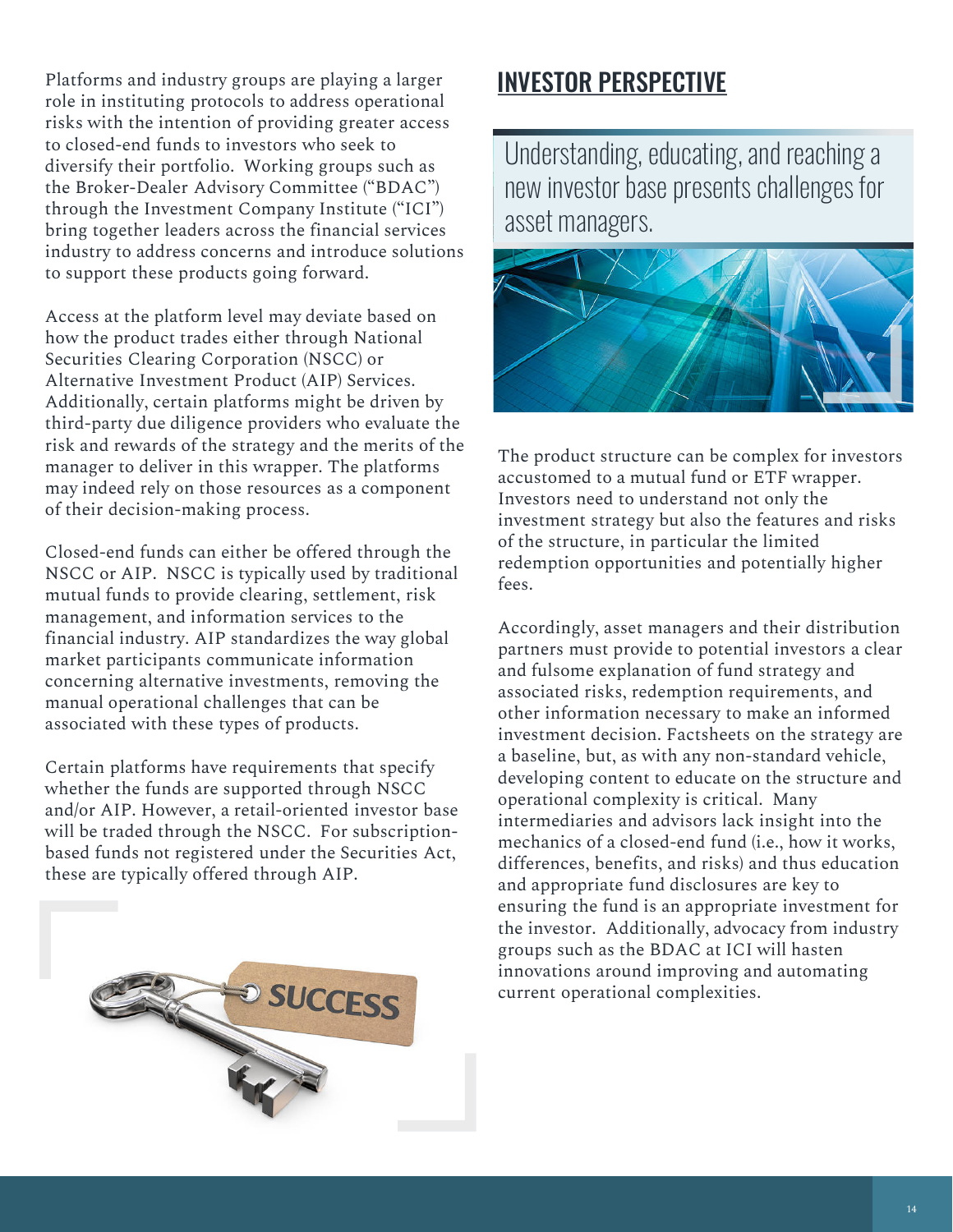Platforms and industry groups are playing a larger role in instituting protocols to address operational risks with the intention of providing greater access to closed-end funds to investors who seek to diversify their portfolio. Working groups such as the Broker-Dealer Advisory Committee ("BDAC") through the Investment Company Institute ("ICI") bring together leaders across the financial services industry to address concerns and introduce solutions to support these products going forward.

Access at the platform level may deviate based on how the product trades either through National Securities Clearing Corporation (NSCC) or Alternative Investment Product (AIP) Services. Additionally, certain platforms might be driven by third-party due diligence providers who evaluate the risk and rewards of the strategy and the merits of the manager to deliver in this wrapper. The platforms may indeed rely on those resources as a component of their decision-making process.

Closed-end funds can either be offered through the NSCC or AIP. NSCC is typically used by traditional mutual funds to provide clearing, settlement, risk management, and information services to the financial industry. AIP standardizes the way global market participants communicate information concerning alternative investments, removing the manual operational challenges that can be associated with these types of products.

Certain platforms have requirements that specify whether the funds are supported through NSCC and/or AIP. However, a retail-oriented investor base will be traded through the NSCC. For subscription-based funds not registered under the Securities Act, these are typically offered through AIP.

## INVESTOR PERSPECTIVE

> Understanding, educating, and reaching a new investor base presents challenges for asset managers.

The product structure can be complex for investors accustomed to a mutual fund or ETF wrapper. Investors need to understand not only the investment strategy but also the features and risks of the structure, in particular the limited redemption opportunities and potentially higher fees.

Accordingly, asset managers and their distribution partners must provide to potential investors a clear and fulsome explanation of fund strategy and associated risks, redemption requirements, and other information necessary to make an informed investment decision. Factsheets on the strategy are a baseline, but, as with any non-standard vehicle, developing content to educate on the structure and operational complexity is critical. Many intermediaries and advisors lack insight into the mechanics of a closed-end fund (i.e., how it works, differences, benefits, and risks) and thus education and appropriate fund disclosures are key to ensuring the fund is an appropriate investment for the investor. Additionally, advocacy from industry groups such as the BDAC at ICI will hasten innovations around improving and automating current operational complexities.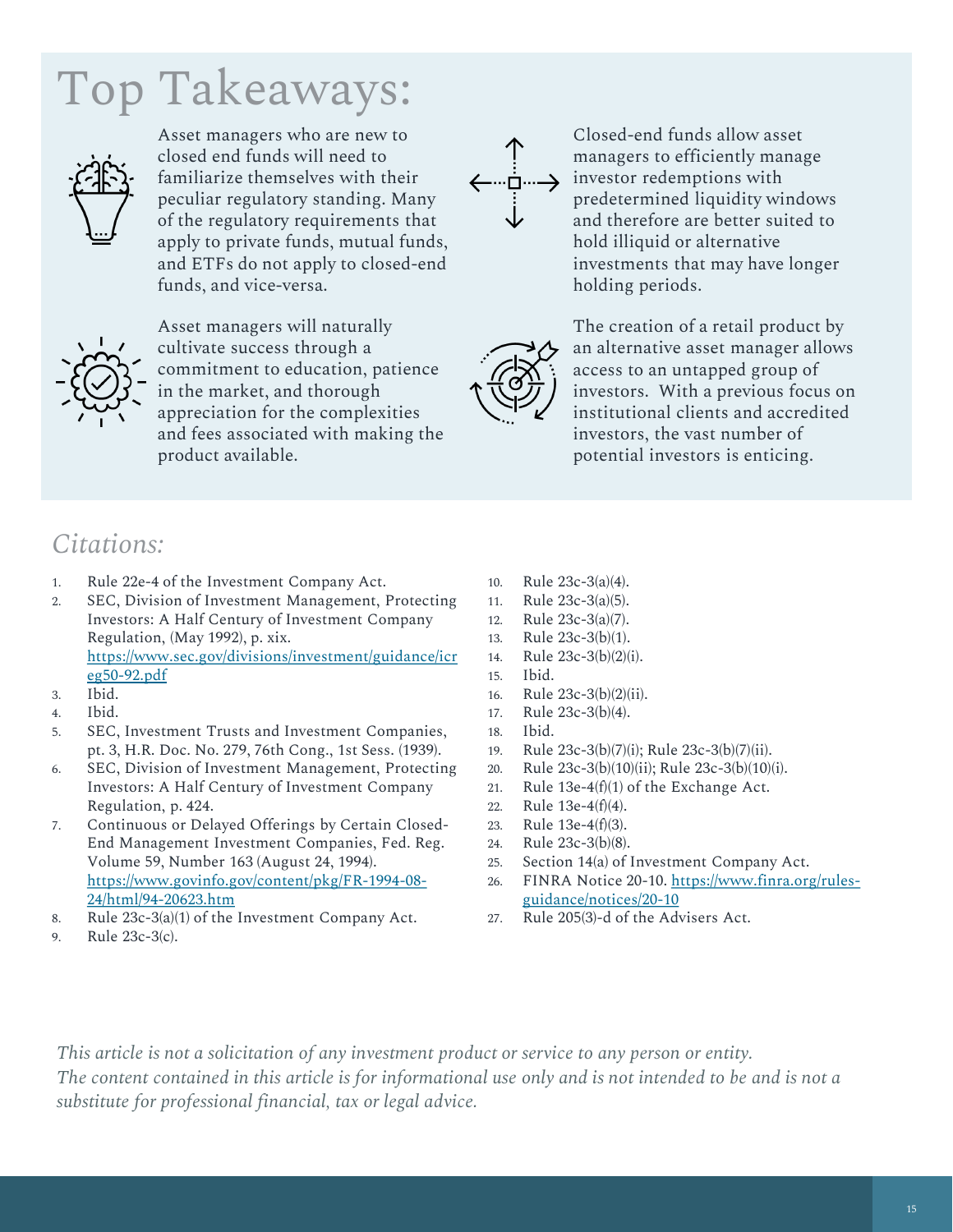# Top Takeaways:

Asset managers who are new to closed end funds will need to familiarize themselves with their peculiar regulatory standing. Many of the regulatory requirements that apply to private funds, mutual funds, and ETFs do not apply to closed-end funds, and vice-versa.

Closed-end funds allow asset managers to efficiently manage investor redemptions with predetermined liquidity windows and therefore are better suited to hold illiquid or alternative investments that may have longer holding periods.

Asset managers will naturally cultivate success through a commitment to education, patience in the market, and thorough appreciation for the complexities and fees associated with making the product available.

The creation of a retail product by an alternative asset manager allows access to an untapped group of investors. With a previous focus on institutional clients and accredited investors, the vast number of potential investors is enticing.

## *Citations:*

1. Rule 22e-4 of the Investment Company Act.
2. SEC, Division of Investment Management, Protecting Investors: A Half Century of Investment Company Regulation, (May 1992), p. xix. https://www.sec.gov/divisions/investment/guidance/icreg50-92.pdf
3. Ibid.
4. Ibid.
5. SEC, Investment Trusts and Investment Companies, pt. 3, H.R. Doc. No. 279, 76th Cong., 1st Sess. (1939).
6. SEC, Division of Investment Management, Protecting Investors: A Half Century of Investment Company Regulation, p. 424.
7. Continuous or Delayed Offerings by Certain Closed-End Management Investment Companies, Fed. Reg. Volume 59, Number 163 (August 24, 1994). https://www.govinfo.gov/content/pkg/FR-1994-08-24/html/94-20623.htm
8. Rule 23c-3(a)(1) of the Investment Company Act.
9. Rule 23c-3(c).
10. Rule 23c-3(a)(4).
11. Rule 23c-3(a)(5).
12. Rule 23c-3(a)(7).
13. Rule 23c-3(b)(1).
14. Rule 23c-3(b)(2)(i).
15. Ibid.
16. Rule 23c-3(b)(2)(ii).
17. Rule 23c-3(b)(4).
18. Ibid.
19. Rule 23c-3(b)(7)(i); Rule 23c-3(b)(7)(ii).
20. Rule 23c-3(b)(10)(ii); Rule 23c-3(b)(10)(i).
21. Rule 13e-4(f)(1) of the Exchange Act.
22. Rule 13e-4(f)(4).
23. Rule 13e-4(f)(3).
24. Rule 23c-3(b)(8).
25. Section 14(a) of Investment Company Act.
26. FINRA Notice 20-10. https://www.finra.org/rules-guidance/notices/20-10
27. Rule 205(3)-d of the Advisers Act.

*This article is not a solicitation of any investment product or service to any person or entity. The content contained in this article is for informational use only and is not intended to be and is not a substitute for professional financial, tax or legal advice.*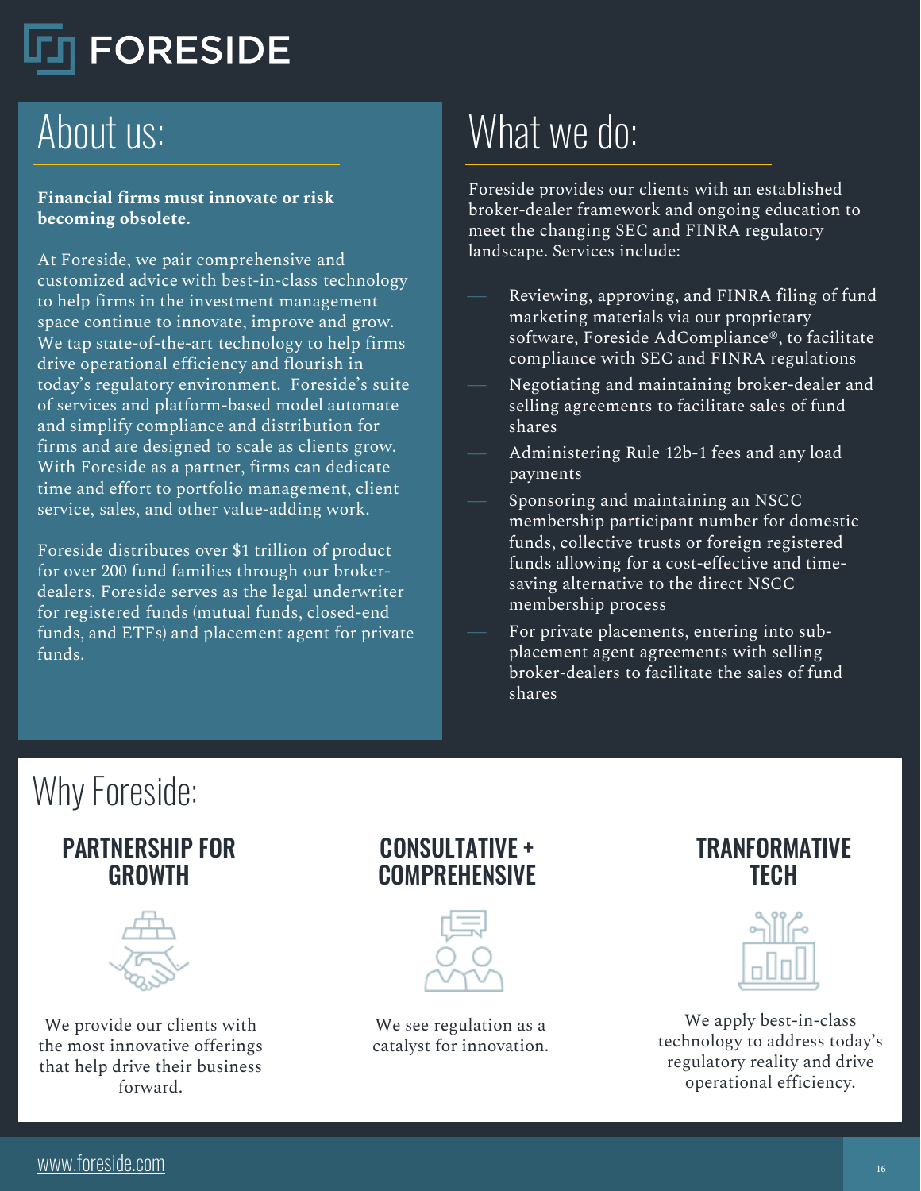# FORESIDE

## About us:

**Financial firms must innovate or risk becoming obsolete.**

At Foreside, we pair comprehensive and customized advice with best-in-class technology to help firms in the investment management space continue to innovate, improve and grow. We tap state-of-the-art technology to help firms drive operational efficiency and flourish in today's regulatory environment. Foreside's suite of services and platform-based model automate and simplify compliance and distribution for firms and are designed to scale as clients grow. With Foreside as a partner, firms can dedicate time and effort to portfolio management, client service, sales, and other value-adding work.

Foreside distributes over $1 trillion of product for over 200 fund families through our broker-dealers. Foreside serves as the legal underwriter for registered funds (mutual funds, closed-end funds, and ETFs) and placement agent for private funds.

## What we do:

Foreside provides our clients with an established broker-dealer framework and ongoing education to meet the changing SEC and FINRA regulatory landscape. Services include:

- Reviewing, approving, and FINRA filing of fund marketing materials via our proprietary software, Foreside AdCompliance®, to facilitate compliance with SEC and FINRA regulations
- Negotiating and maintaining broker-dealer and selling agreements to facilitate sales of fund shares
- Administering Rule 12b-1 fees and any load payments
- Sponsoring and maintaining an NSCC membership participant number for domestic funds, collective trusts or foreign registered funds allowing for a cost-effective and time-saving alternative to the direct NSCC membership process
- For private placements, entering into sub-placement agent agreements with selling broker-dealers to facilitate the sales of fund shares

## Why Foreside:

### PARTNERSHIP FOR GROWTH

We provide our clients with the most innovative offerings that help drive their business forward.

### CONSULTATIVE + COMPREHENSIVE

We see regulation as a catalyst for innovation.

### TRANFORMATIVE TECH

We apply best-in-class technology to address today's regulatory reality and drive operational efficiency.

www.foreside.com